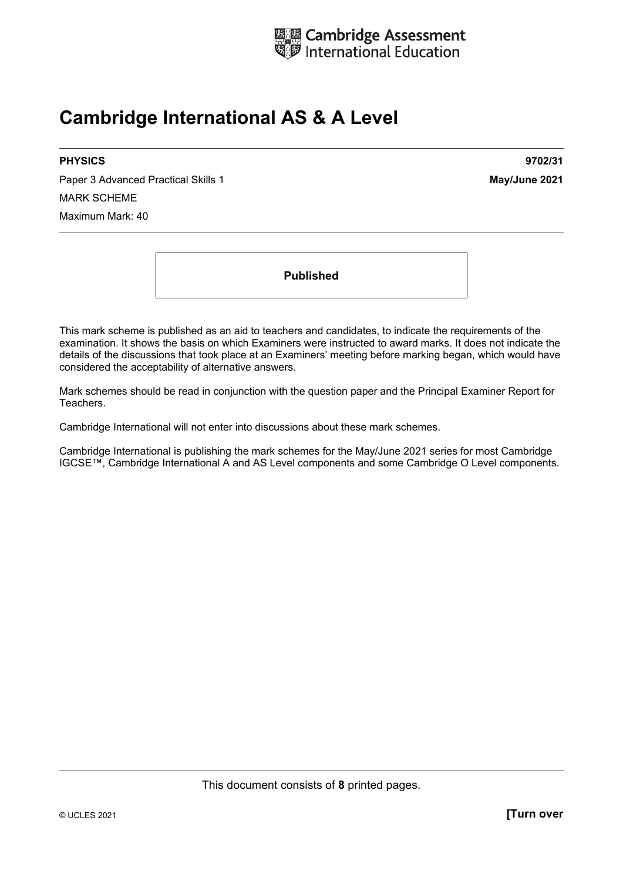Cambridge Assessment International Education

# Cambridge International AS & A Level

**PHYSICS** **9702/31**

Paper 3 Advanced Practical Skills 1 **May/June 2021**

MARK SCHEME

Maximum Mark: 40

**Published**

This mark scheme is published as an aid to teachers and candidates, to indicate the requirements of the examination. It shows the basis on which Examiners were instructed to award marks. It does not indicate the details of the discussions that took place at an Examiners' meeting before marking began, which would have considered the acceptability of alternative answers.

Mark schemes should be read in conjunction with the question paper and the Principal Examiner Report for Teachers.

Cambridge International will not enter into discussions about these mark schemes.

Cambridge International is publishing the mark schemes for the May/June 2021 series for most Cambridge IGCSE™, Cambridge International A and AS Level components and some Cambridge O Level components.

This document consists of **8** printed pages.

© UCLES 2021 **[Turn over**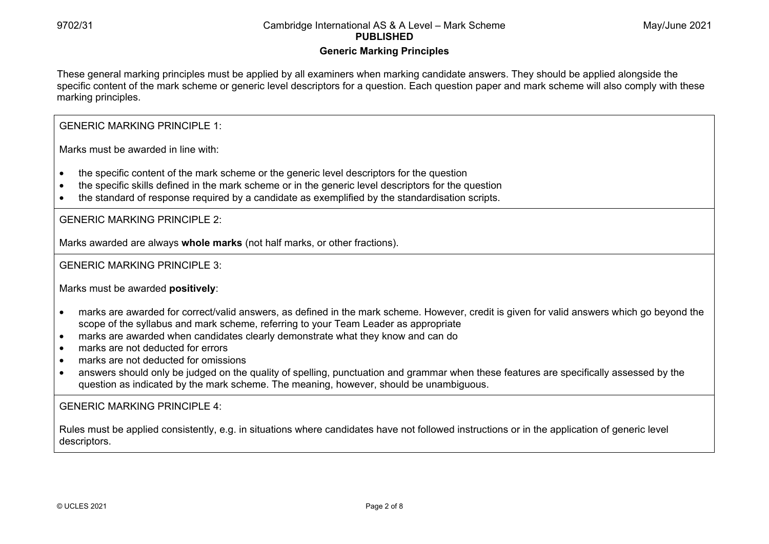## Generic Marking Principles

These general marking principles must be applied by all examiners when marking candidate answers. They should be applied alongside the specific content of the mark scheme or generic level descriptors for a question. Each question paper and mark scheme will also comply with these marking principles.

GENERIC MARKING PRINCIPLE 1:

Marks must be awarded in line with:

- the specific content of the mark scheme or the generic level descriptors for the question
- the specific skills defined in the mark scheme or in the generic level descriptors for the question
- the standard of response required by a candidate as exemplified by the standardisation scripts.

GENERIC MARKING PRINCIPLE 2:

Marks awarded are always **whole marks** (not half marks, or other fractions).

GENERIC MARKING PRINCIPLE 3:

Marks must be awarded **positively**:

- marks are awarded for correct/valid answers, as defined in the mark scheme. However, credit is given for valid answers which go beyond the scope of the syllabus and mark scheme, referring to your Team Leader as appropriate
- marks are awarded when candidates clearly demonstrate what they know and can do
- marks are not deducted for errors
- marks are not deducted for omissions
- answers should only be judged on the quality of spelling, punctuation and grammar when these features are specifically assessed by the question as indicated by the mark scheme. The meaning, however, should be unambiguous.

GENERIC MARKING PRINCIPLE 4:

Rules must be applied consistently, e.g. in situations where candidates have not followed instructions or in the application of generic level descriptors.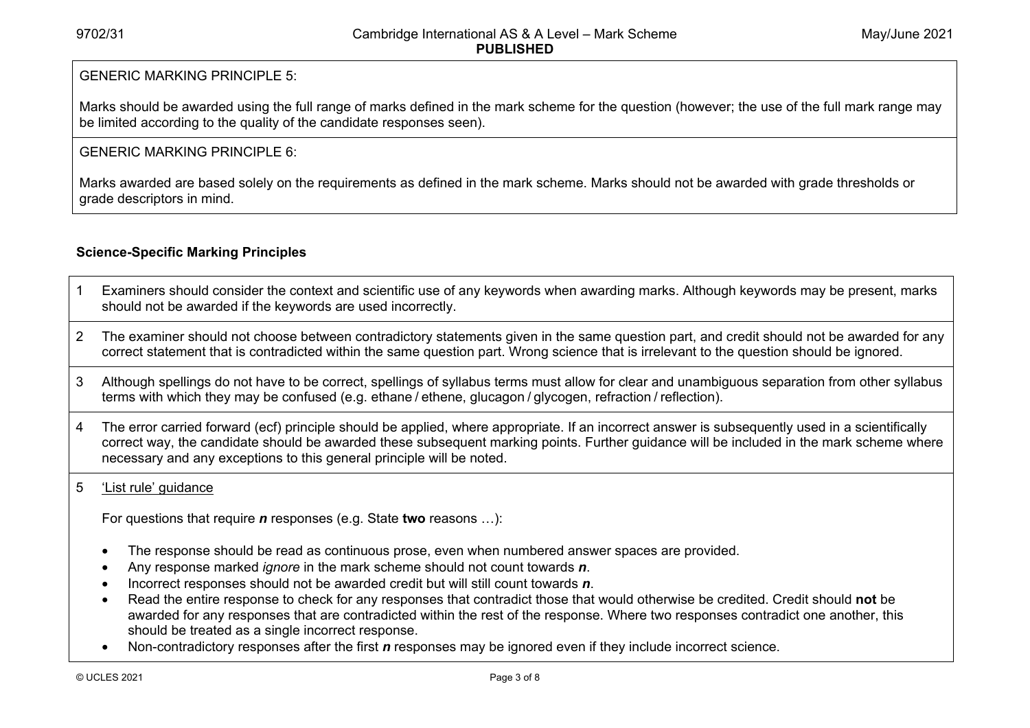GENERIC MARKING PRINCIPLE 5:

Marks should be awarded using the full range of marks defined in the mark scheme for the question (however; the use of the full mark range may be limited according to the quality of the candidate responses seen).

GENERIC MARKING PRINCIPLE 6:

Marks awarded are based solely on the requirements as defined in the mark scheme. Marks should not be awarded with grade thresholds or grade descriptors in mind.

### Science-Specific Marking Principles

1. Examiners should consider the context and scientific use of any keywords when awarding marks. Although keywords may be present, marks should not be awarded if the keywords are used incorrectly.

2. The examiner should not choose between contradictory statements given in the same question part, and credit should not be awarded for any correct statement that is contradicted within the same question part. Wrong science that is irrelevant to the question should be ignored.

3. Although spellings do not have to be correct, spellings of syllabus terms must allow for clear and unambiguous separation from other syllabus terms with which they may be confused (e.g. ethane / ethene, glucagon / glycogen, refraction / reflection).

4. The error carried forward (ecf) principle should be applied, where appropriate. If an incorrect answer is subsequently used in a scientifically correct way, the candidate should be awarded these subsequent marking points. Further guidance will be included in the mark scheme where necessary and any exceptions to this general principle will be noted.

5. <u>'List rule' guidance</u>

   For questions that require ***n*** responses (e.g. State **two** reasons …):

   - The response should be read as continuous prose, even when numbered answer spaces are provided.
   - Any response marked *ignore* in the mark scheme should not count towards ***n***.
   - Incorrect responses should not be awarded credit but will still count towards ***n***.
   - Read the entire response to check for any responses that contradict those that would otherwise be credited. Credit should **not** be awarded for any responses that are contradicted within the rest of the response. Where two responses contradict one another, this should be treated as a single incorrect response.
   - Non-contradictory responses after the first ***n*** responses may be ignored even if they include incorrect science.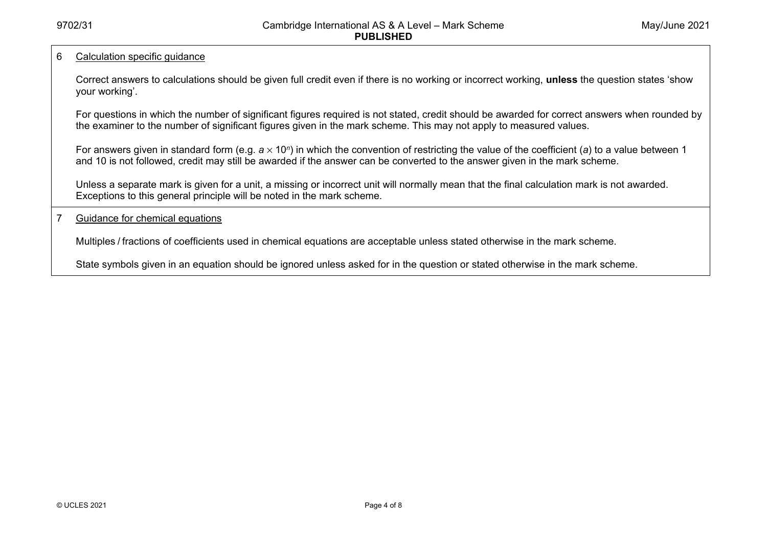6 Calculation specific guidance

Correct answers to calculations should be given full credit even if there is no working or incorrect working, **unless** the question states 'show your working'.

For questions in which the number of significant figures required is not stated, credit should be awarded for correct answers when rounded by the examiner to the number of significant figures given in the mark scheme. This may not apply to measured values.

For answers given in standard form (e.g. $a \times 10^n$) in which the convention of restricting the value of the coefficient ($a$) to a value between 1 and 10 is not followed, credit may still be awarded if the answer can be converted to the answer given in the mark scheme.

Unless a separate mark is given for a unit, a missing or incorrect unit will normally mean that the final calculation mark is not awarded. Exceptions to this general principle will be noted in the mark scheme.

7 Guidance for chemical equations

Multiples / fractions of coefficients used in chemical equations are acceptable unless stated otherwise in the mark scheme.

State symbols given in an equation should be ignored unless asked for in the question or stated otherwise in the mark scheme.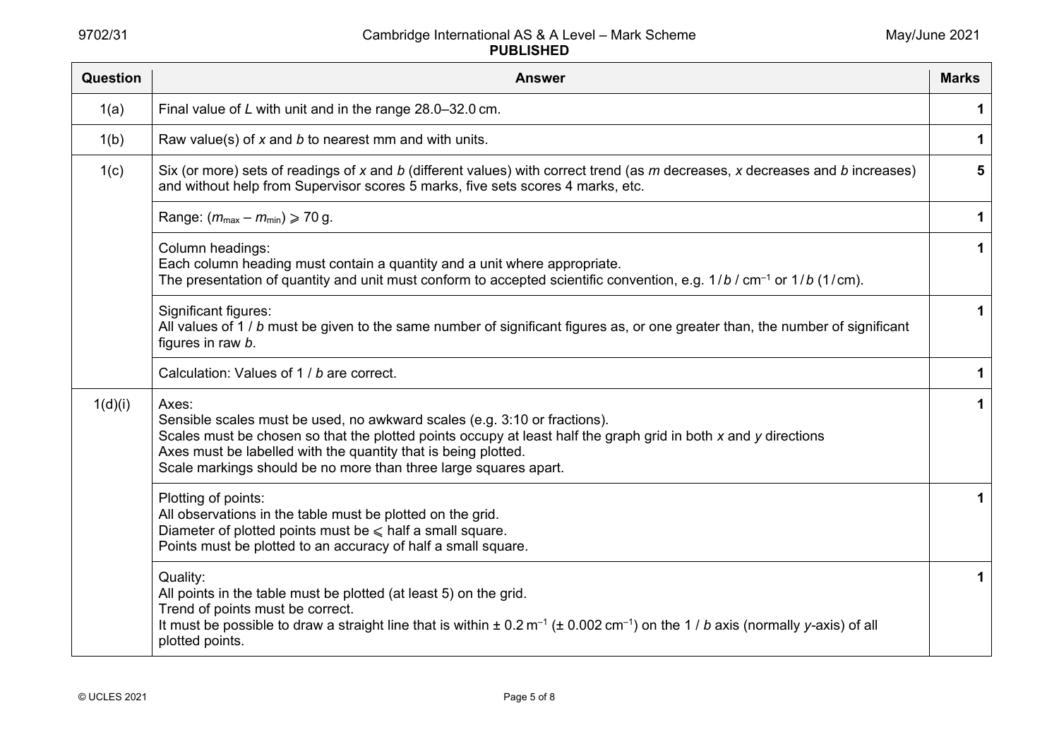| Question | Answer | Marks |
| --- | --- | --- |
| 1(a) | Final value of *L* with unit and in the range 28.0–32.0 cm. | 1 |
| 1(b) | Raw value(s) of *x* and *b* to nearest mm and with units. | 1 |
| 1(c) | Six (or more) sets of readings of *x* and *b* (different values) with correct trend (as *m* decreases, *x* decreases and *b* increases) and without help from Supervisor scores 5 marks, five sets scores 4 marks, etc. | 5 |
| | Range: $(m_{max} - m_{min}) \geqslant 70$ g. | 1 |
| | Column headings:<br>Each column heading must contain a quantity and a unit where appropriate.<br>The presentation of quantity and unit must conform to accepted scientific convention, e.g. $1/b$ / $cm^{-1}$ or $1/b$ (1/cm). | 1 |
| | Significant figures:<br>All values of 1 / *b* must be given to the same number of significant figures as, or one greater than, the number of significant figures in raw *b*. | 1 |
| | Calculation: Values of 1 / *b* are correct. | 1 |
| 1(d)(i) | Axes:<br>Sensible scales must be used, no awkward scales (e.g. 3:10 or fractions).<br>Scales must be chosen so that the plotted points occupy at least half the graph grid in both *x* and *y* directions<br>Axes must be labelled with the quantity that is being plotted.<br>Scale markings should be no more than three large squares apart. | 1 |
| | Plotting of points:<br>All observations in the table must be plotted on the grid.<br>Diameter of plotted points must be $\leqslant$ half a small square.<br>Points must be plotted to an accuracy of half a small square. | 1 |
| | Quality:<br>All points in the table must be plotted (at least 5) on the grid.<br>Trend of points must be correct.<br>It must be possible to draw a straight line that is within $\pm$ 0.2 $m^{-1}$ ($\pm$ 0.002 $cm^{-1}$) on the 1 / *b* axis (normally *y*-axis) of all plotted points. | 1 |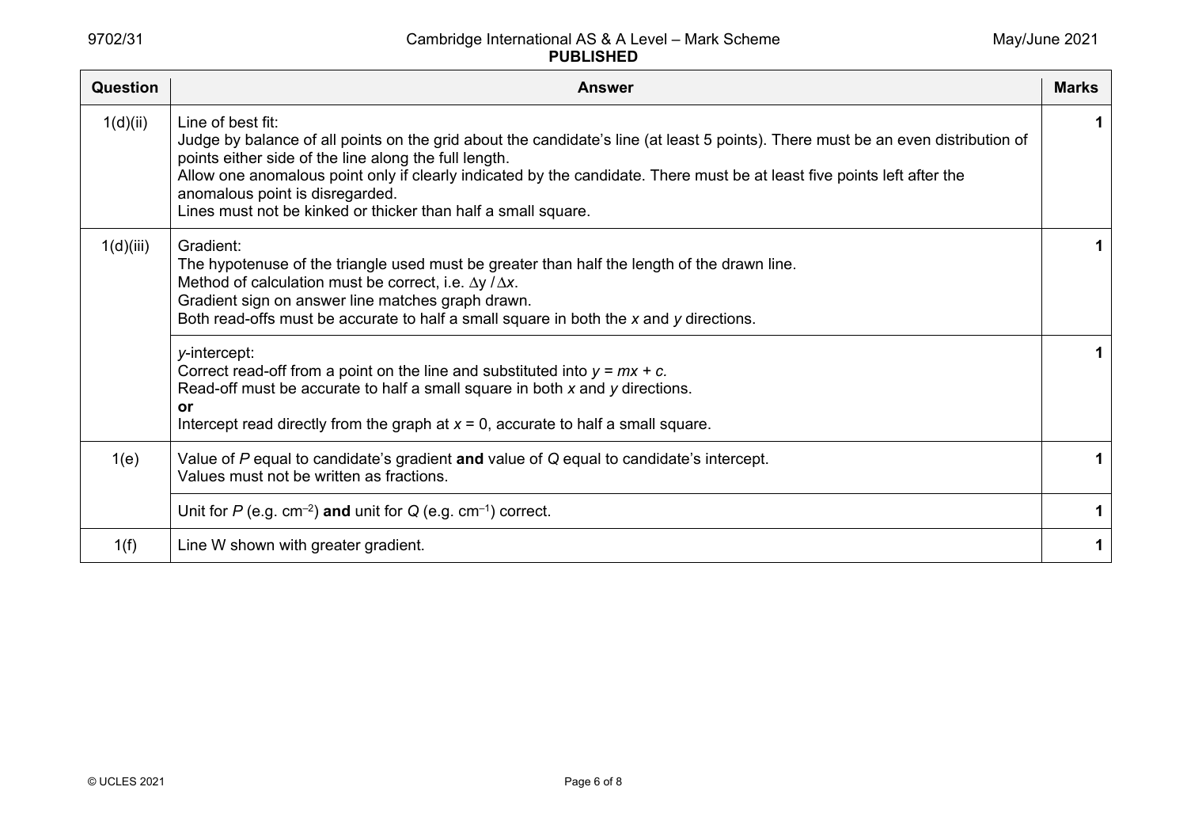| Question | Answer | Marks |
|---|---|---|
| 1(d)(ii) | Line of best fit:<br>Judge by balance of all points on the grid about the candidate's line (at least 5 points). There must be an even distribution of points either side of the line along the full length.<br>Allow one anomalous point only if clearly indicated by the candidate. There must be at least five points left after the anomalous point is disregarded.<br>Lines must not be kinked or thicker than half a small square. | 1 |
| 1(d)(iii) | Gradient:<br>The hypotenuse of the triangle used must be greater than half the length of the drawn line.<br>Method of calculation must be correct, i.e. $\Delta y / \Delta x$.<br>Gradient sign on answer line matches graph drawn.<br>Both read-offs must be accurate to half a small square in both the $x$ and $y$ directions. | 1 |
| | $y$-intercept:<br>Correct read-off from a point on the line and substituted into $y = mx + c$.<br>Read-off must be accurate to half a small square in both $x$ and $y$ directions.<br>**or**<br>Intercept read directly from the graph at $x = 0$, accurate to half a small square. | 1 |
| 1(e) | Value of $P$ equal to candidate's gradient **and** value of $Q$ equal to candidate's intercept.<br>Values must not be written as fractions. | 1 |
| | Unit for $P$ (e.g. $cm^{-2}$) **and** unit for $Q$ (e.g. $cm^{-1}$) correct. | 1 |
| 1(f) | Line W shown with greater gradient. | 1 |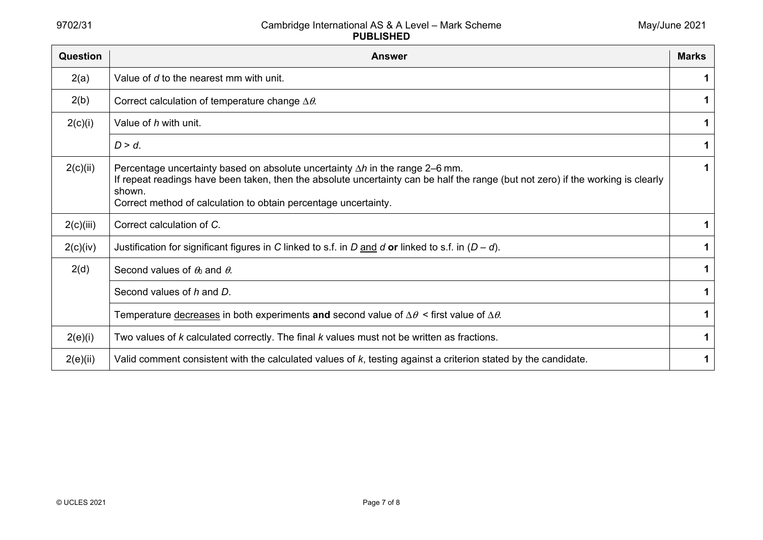| Question | Answer | Marks |
|---|---|---|
| 2(a) | Value of $d$ to the nearest mm with unit. | **1** |
| 2(b) | Correct calculation of temperature change $\Delta\theta$. | **1** |
| 2(c)(i) | Value of $h$ with unit. | **1** |
| | $D > d$. | **1** |
| 2(c)(ii) | Percentage uncertainty based on absolute uncertainty $\Delta h$ in the range 2–6 mm.<br>If repeat readings have been taken, then the absolute uncertainty can be half the range (but not zero) if the working is clearly shown.<br>Correct method of calculation to obtain percentage uncertainty. | **1** |
| 2(c)(iii) | Correct calculation of $C$. | **1** |
| 2(c)(iv) | Justification for significant figures in $C$ linked to s.f. in $D$ and $d$ **or** linked to s.f. in $(D - d)$. | **1** |
| 2(d) | Second values of $\theta_0$ and $\theta$. | **1** |
| | Second values of $h$ and $D$. | **1** |
| | Temperature decreases in both experiments **and** second value of $\Delta\theta$ < first value of $\Delta\theta$. | **1** |
| 2(e)(i) | Two values of $k$ calculated correctly. The final $k$ values must not be written as fractions. | **1** |
| 2(e)(ii) | Valid comment consistent with the calculated values of $k$, testing against a criterion stated by the candidate. | **1** |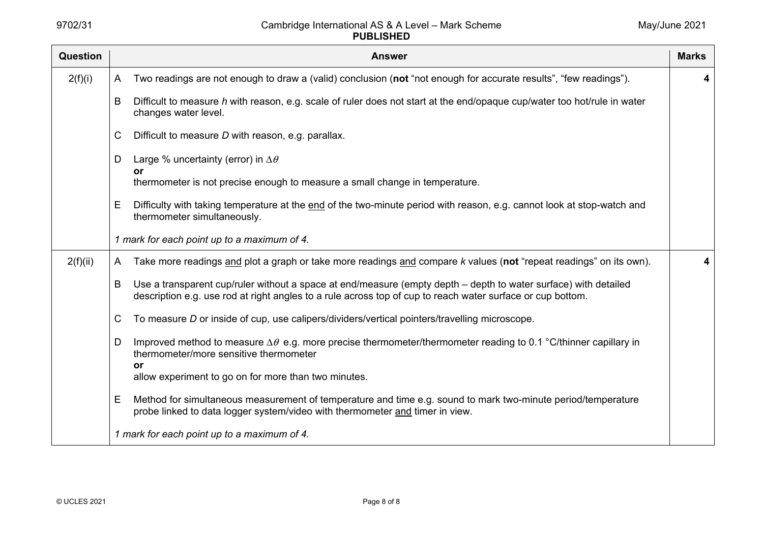| Question | Answer | Marks |
|---|---|---|
| 2(f)(i) | A Two readings are not enough to draw a (valid) conclusion (**not** "not enough for accurate results", "few readings").<br><br>B Difficult to measure *h* with reason, e.g. scale of ruler does not start at the end/opaque cup/water too hot/rule in water changes water level.<br><br>C Difficult to measure *D* with reason, e.g. parallax.<br><br>D Large % uncertainty (error) in $\Delta\theta$ **or** thermometer is not precise enough to measure a small change in temperature.<br><br>E Difficulty with taking temperature at the end of the two-minute period with reason, e.g. cannot look at stop-watch and thermometer simultaneously.<br><br>*1 mark for each point up to a maximum of 4.* | **4** |
| 2(f)(ii) | A Take more readings and plot a graph or take more readings and compare *k* values (**not** "repeat readings" on its own).<br><br>B Use a transparent cup/ruler without a space at end/measure (empty depth – depth to water surface) with detailed description e.g. use rod at right angles to a rule across top of cup to reach water surface or cup bottom.<br><br>C To measure *D* or inside of cup, use calipers/dividers/vertical pointers/travelling microscope.<br><br>D Improved method to measure $\Delta\theta$ e.g. more precise thermometer/thermometer reading to 0.1 °C/thinner capillary in thermometer/more sensitive thermometer **or** allow experiment to go on for more than two minutes.<br><br>E Method for simultaneous measurement of temperature and time e.g. sound to mark two-minute period/temperature probe linked to data logger system/video with thermometer and timer in view.<br><br>*1 mark for each point up to a maximum of 4.* | **4** |